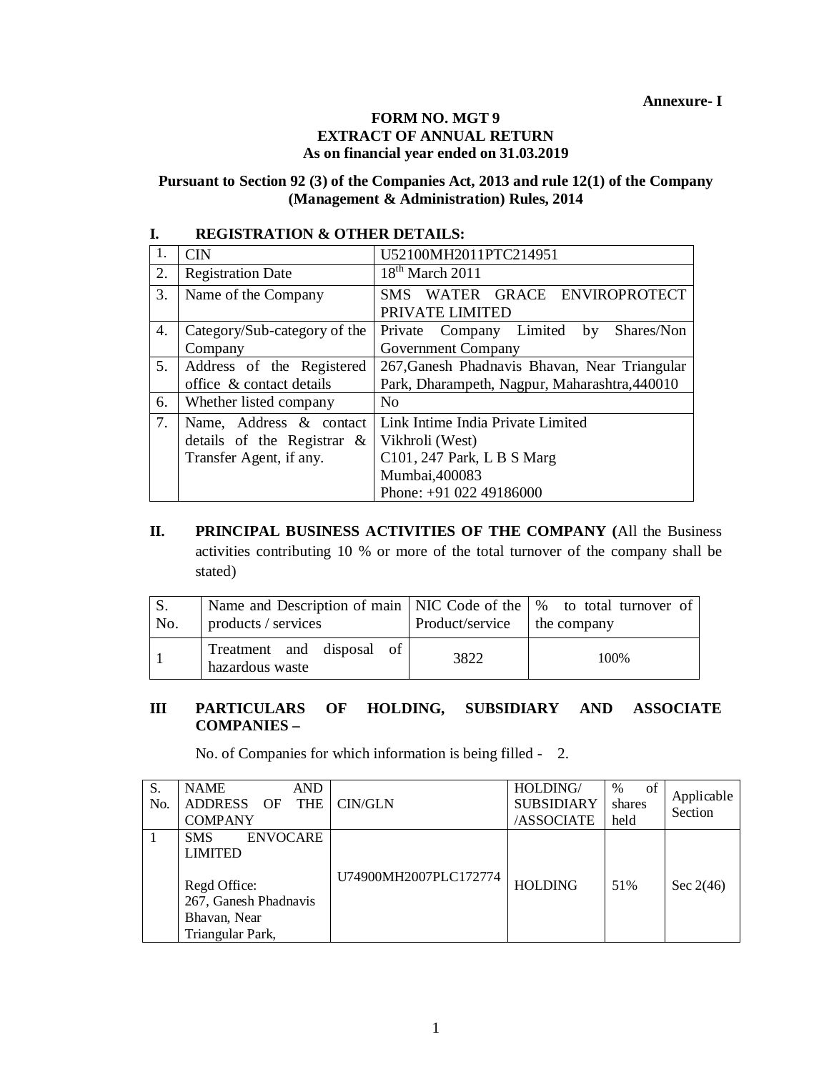**Annexure- I**

# FORM NO. MGT 9
## EXTRACT OF ANNUAL RETURN
### As on financial year ended on 31.03.2019

**Pursuant to Section 92 (3) of the Companies Act, 2013 and rule 12(1) of the Company (Management & Administration) Rules, 2014**

## I. REGISTRATION & OTHER DETAILS:

| | | |
|---|---|---|
| 1. | CIN | U52100MH2011PTC214951 |
| 2. | Registration Date | 18th March 2011 |
| 3. | Name of the Company | SMS WATER GRACE ENVIROPROTECT PRIVATE LIMITED |
| 4. | Category/Sub-category of the Company | Private Company Limited by Shares/Non Government Company |
| 5. | Address of the Registered office & contact details | 267,Ganesh Phadnavis Bhavan, Near Triangular Park, Dharampeth, Nagpur, Maharashtra,440010 |
| 6. | Whether listed company | No |
| 7. | Name, Address & contact details of the Registrar & Transfer Agent, if any. | Link Intime India Private Limited<br>Vikhroli (West)<br>C101, 247 Park, L B S Marg<br>Mumbai,400083<br>Phone: +91 022 49186000 |

## II. PRINCIPAL BUSINESS ACTIVITIES OF THE COMPANY (All the Business activities contributing 10 % or more of the total turnover of the company shall be stated)

| S. No. | Name and Description of main products / services | NIC Code of the Product/service | % to total turnover of the company |
|---|---|---|---|
| 1 | Treatment and disposal of hazardous waste | 3822 | 100% |

## III PARTICULARS OF HOLDING, SUBSIDIARY AND ASSOCIATE COMPANIES –

No. of Companies for which information is being filled - 2.

| S. No. | NAME AND ADDRESS OF THE COMPANY | CIN/GLN | HOLDING/ SUBSIDIARY /ASSOCIATE | % of shares held | Applicable Section |
|---|---|---|---|---|---|
| 1 | SMS ENVOCARE LIMITED<br><br>Regd Office:<br>267, Ganesh Phadnavis Bhavan, Near Triangular Park, | U74900MH2007PLC172774 | HOLDING | 51% | Sec 2(46) |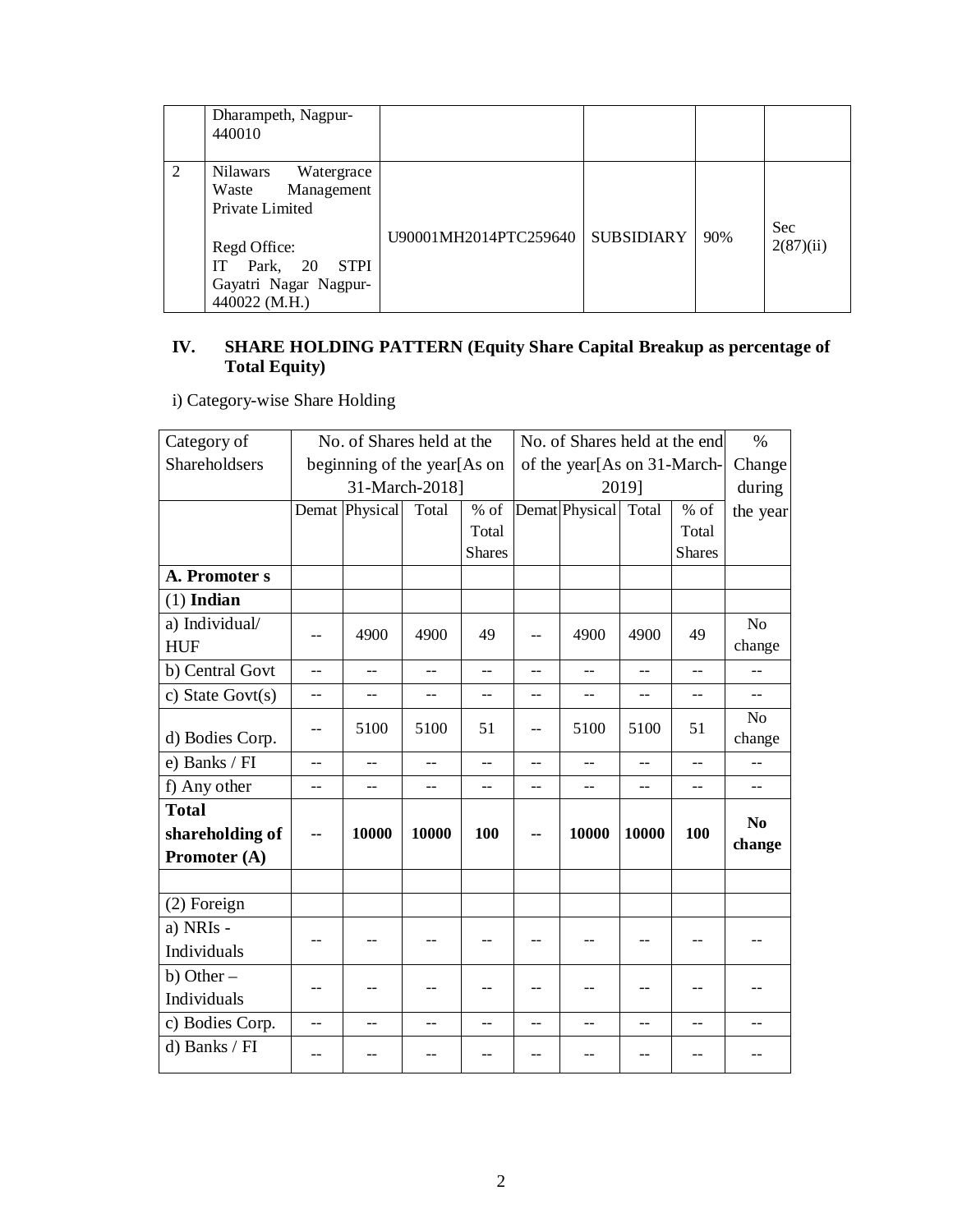|   | Dharampeth, Nagpur-440010 |   |   |   |   |
|---|---|---|---|---|---|
| 2 | Nilawars Watergrace Waste Management Private Limited<br><br>Regd Office:<br>IT Park, 20 STPI Gayatri Nagar Nagpur-440022 (M.H.) | U90001MH2014PTC259640 | SUBSIDIARY | 90% | Sec 2(87)(ii) |

## IV. SHARE HOLDING PATTERN (Equity Share Capital Breakup as percentage of Total Equity)

i) Category-wise Share Holding

| Category of Shareholdsers | No. of Shares held at the beginning of the year[As on 31-March-2018] | | | | No. of Shares held at the end of the year[As on 31-March-2019] | | | | % Change during the year |
|---|---|---|---|---|---|---|---|---|---|
| | Demat | Physical | Total | % of Total Shares | Demat | Physical | Total | % of Total Shares | |
| **A. Promoter s** | | | | | | | | | |
| (1) **Indian** | | | | | | | | | |
| a) Individual/ HUF | -- | 4900 | 4900 | 49 | -- | 4900 | 4900 | 49 | No change |
| b) Central Govt | -- | -- | -- | -- | -- | -- | -- | -- | -- |
| c) State Govt(s) | -- | -- | -- | -- | -- | -- | -- | -- | -- |
| d) Bodies Corp. | -- | 5100 | 5100 | 51 | -- | 5100 | 5100 | 51 | No change |
| e) Banks / FI | -- | -- | -- | -- | -- | -- | -- | -- | -- |
| f) Any other | -- | -- | -- | -- | -- | -- | -- | -- | -- |
| **Total shareholding of Promoter (A)** | **--** | **10000** | **10000** | **100** | **--** | **10000** | **10000** | **100** | **No change** |
| | | | | | | | | | |
| (2) Foreign | | | | | | | | | |
| a) NRIs - Individuals | -- | -- | -- | -- | -- | -- | -- | -- | -- |
| b) Other – Individuals | -- | -- | -- | -- | -- | -- | -- | -- | -- |
| c) Bodies Corp. | -- | -- | -- | -- | -- | -- | -- | -- | -- |
| d) Banks / FI | -- | -- | -- | -- | -- | -- | -- | -- | -- |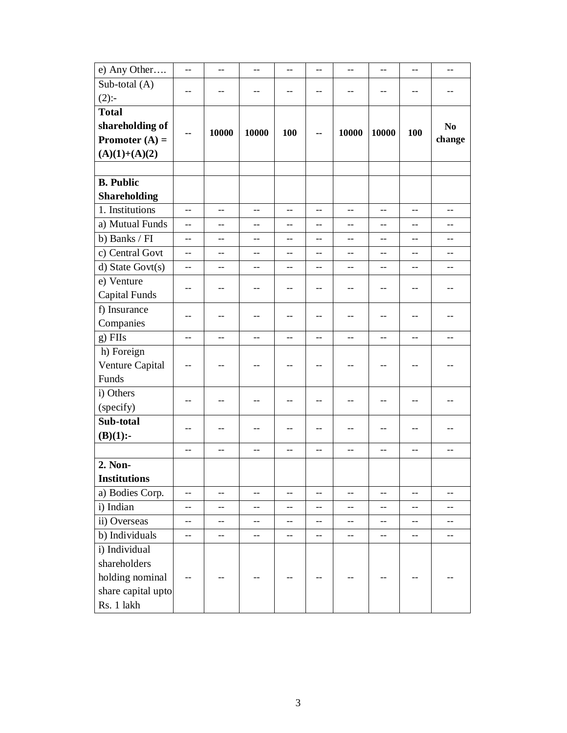| e) Any Other…. | -- | -- | -- | -- | -- | -- | -- | -- | -- |
|---|---|---|---|---|---|---|---|---|---|
| Sub-total (A)(2):- | -- | -- | -- | -- | -- | -- | -- | -- | -- |
| **Total shareholding of Promoter (A) = (A)(1)+(A)(2)** | **--** | **10000** | **10000** | **100** | **--** | **10000** | **10000** | **100** | **No change** |
| | | | | | | | | | |
| **B. Public Shareholding** | | | | | | | | | |
| 1. Institutions | -- | -- | -- | -- | -- | -- | -- | -- | -- |
| a) Mutual Funds | -- | -- | -- | -- | -- | -- | -- | -- | -- |
| b) Banks / FI | -- | -- | -- | -- | -- | -- | -- | -- | -- |
| c) Central Govt | -- | -- | -- | -- | -- | -- | -- | -- | -- |
| d) State Govt(s) | -- | -- | -- | -- | -- | -- | -- | -- | -- |
| e) Venture Capital Funds | -- | -- | -- | -- | -- | -- | -- | -- | -- |
| f) Insurance Companies | -- | -- | -- | -- | -- | -- | -- | -- | -- |
| g) FIIs | -- | -- | -- | -- | -- | -- | -- | -- | -- |
| h) Foreign Venture Capital Funds | -- | -- | -- | -- | -- | -- | -- | -- | -- |
| i) Others (specify) | -- | -- | -- | -- | -- | -- | -- | -- | -- |
| **Sub-total (B)(1):-** | -- | -- | -- | -- | -- | -- | -- | -- | -- |
| | -- | -- | -- | -- | -- | -- | -- | -- | -- |
| **2. Non-Institutions** | | | | | | | | | |
| a) Bodies Corp. | -- | -- | -- | -- | -- | -- | -- | -- | -- |
| i) Indian | -- | -- | -- | -- | -- | -- | -- | -- | -- |
| ii) Overseas | -- | -- | -- | -- | -- | -- | -- | -- | -- |
| b) Individuals | -- | -- | -- | -- | -- | -- | -- | -- | -- |
| i) Individual shareholders holding nominal share capital upto Rs. 1 lakh | -- | -- | -- | -- | -- | -- | -- | -- | -- |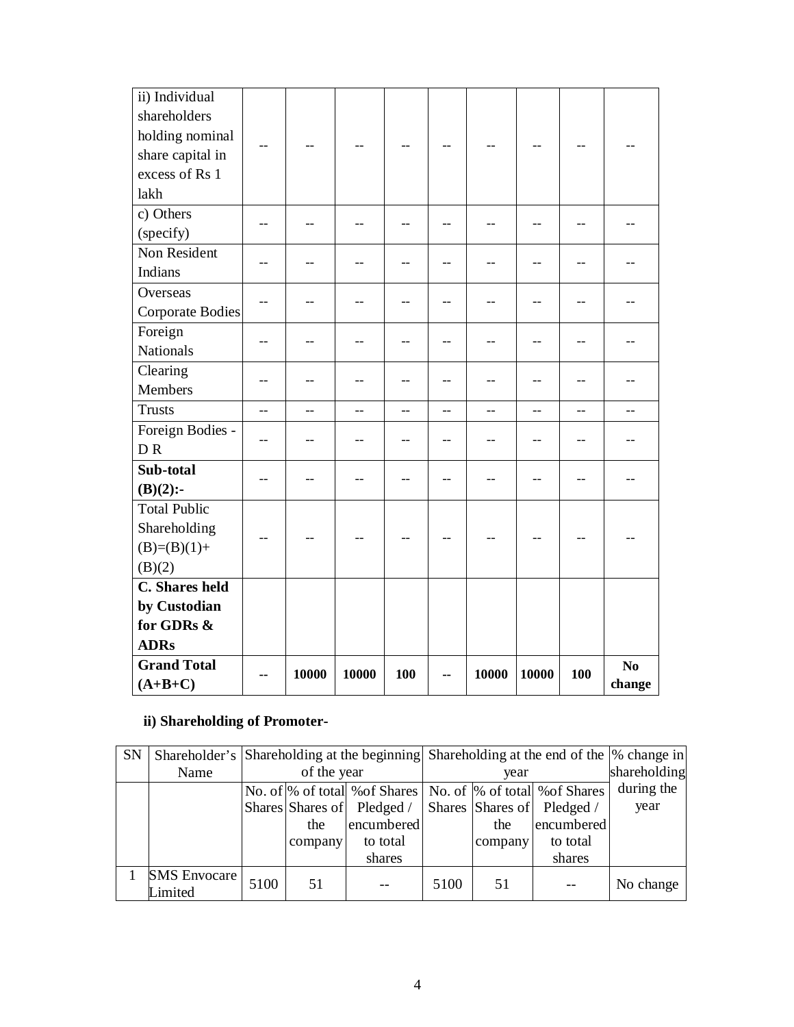| ii) Individual shareholders holding nominal share capital in excess of Rs 1 lakh | -- | -- | -- | -- | -- | -- | -- | -- | -- |
|---|---|---|---|---|---|---|---|---|---|
| c) Others (specify) | -- | -- | -- | -- | -- | -- | -- | -- | -- |
| Non Resident Indians | -- | -- | -- | -- | -- | -- | -- | -- | -- |
| Overseas Corporate Bodies | -- | -- | -- | -- | -- | -- | -- | -- | -- |
| Foreign Nationals | -- | -- | -- | -- | -- | -- | -- | -- | -- |
| Clearing Members | -- | -- | -- | -- | -- | -- | -- | -- | -- |
| Trusts | -- | -- | -- | -- | -- | -- | -- | -- | -- |
| Foreign Bodies - D R | -- | -- | -- | -- | -- | -- | -- | -- | -- |
| **Sub-total (B)(2):-** | -- | -- | -- | -- | -- | -- | -- | -- | -- |
| Total Public Shareholding (B)=(B)(1)+ (B)(2) | -- | -- | -- | -- | -- | -- | -- | -- | -- |
| **C. Shares held by Custodian for GDRs & ADRs** | | | | | | | | | |
| **Grand Total (A+B+C)** | **--** | **10000** | **10000** | **100** | **--** | **10000** | **10000** | **100** | **No change** |

**ii) Shareholding of Promoter-**

| SN | Shareholder's Name | Shareholding at the beginning of the year | | | Shareholding at the end of the year | | | % change in shareholding during the year |
|---|---|---|---|---|---|---|---|---|
| | | No. of Shares | % of total Shares of the company | %of Shares Pledged / encumbered to total shares | No. of Shares | % of total Shares of the company | %of Shares Pledged / encumbered to total shares | |
| 1 | SMS Envocare Limited | 5100 | 51 | -- | 5100 | 51 | -- | No change |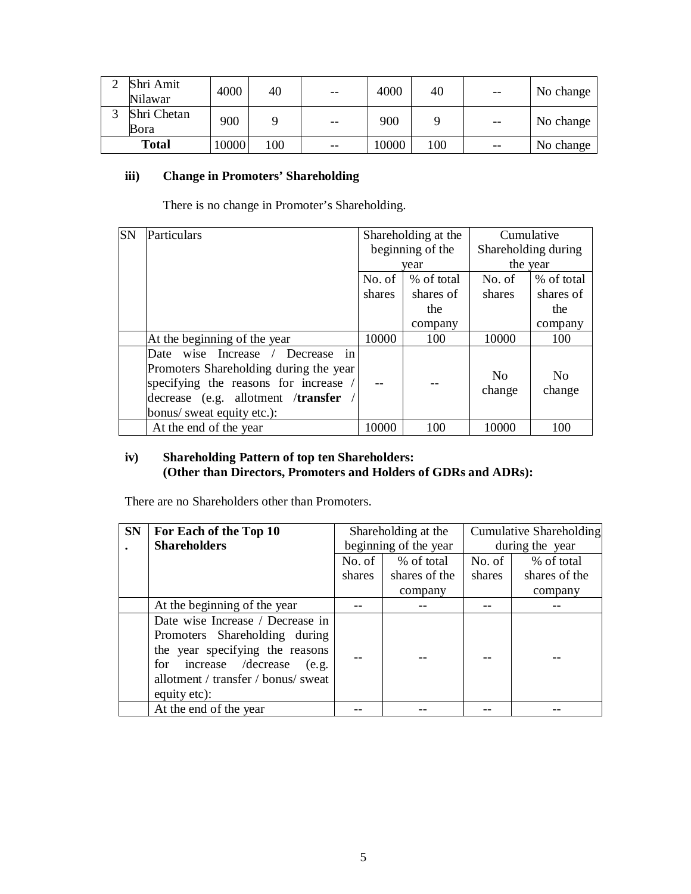| 2 | Shri Amit Nilawar | 4000 | 40 | -- | 4000 | 40 | -- | No change |
|---|---|---|---|---|---|---|---|---|
| 3 | Shri Chetan Bora | 900 | 9 | -- | 900 | 9 | -- | No change |
| **Total** | | 10000 | 100 | -- | 10000 | 100 | -- | No change |

### iii) Change in Promoters' Shareholding

There is no change in Promoter's Shareholding.

| SN | Particulars | Shareholding at the beginning of the year | | Cumulative Shareholding during the year | |
|---|---|---|---|---|---|
| | | No. of shares | % of total shares of the company | No. of shares | % of total shares of the company |
| | At the beginning of the year | 10000 | 100 | 10000 | 100 |
| | Date wise Increase / Decrease in Promoters Shareholding during the year specifying the reasons for increase / decrease (e.g. allotment /**transfer** / bonus/ sweat equity etc.): | -- | -- | No change | No change |
| | At the end of the year | 10000 | 100 | 10000 | 100 |

### iv) Shareholding Pattern of top ten Shareholders: (Other than Directors, Promoters and Holders of GDRs and ADRs):

There are no Shareholders other than Promoters.

| **SN.** | **For Each of the Top 10 Shareholders** | Shareholding at the beginning of the year | | Cumulative Shareholding during the year | |
|---|---|---|---|---|---|
| | | No. of shares | % of total shares of the company | No. of shares | % of total shares of the company |
| | At the beginning of the year | -- | -- | -- | -- |
| | Date wise Increase / Decrease in Promoters Shareholding during the year specifying the reasons for increase /decrease (e.g. allotment / transfer / bonus/ sweat equity etc): | -- | -- | -- | -- |
| | At the end of the year | -- | -- | -- | -- |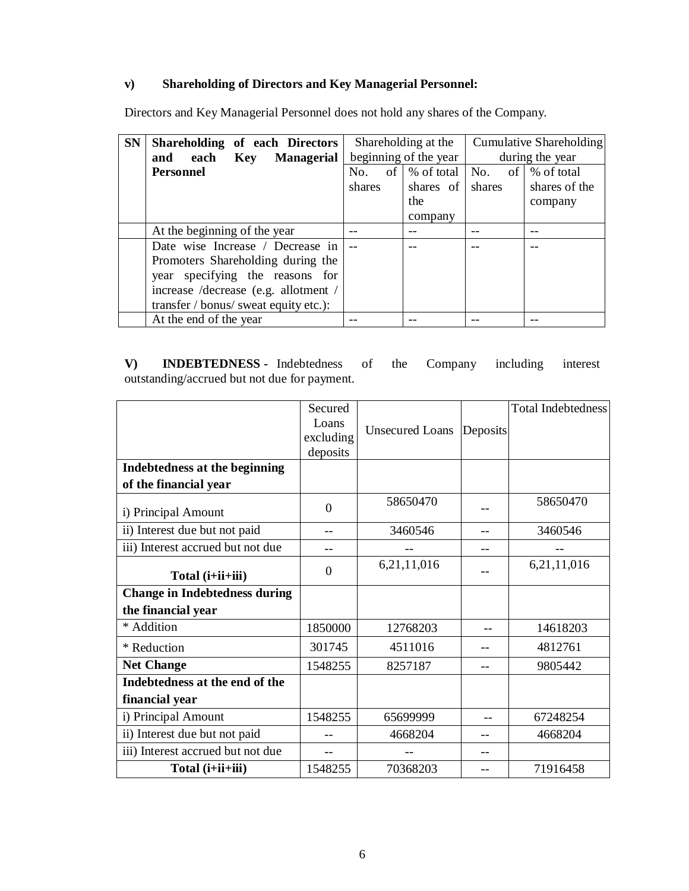**v) Shareholding of Directors and Key Managerial Personnel:**

Directors and Key Managerial Personnel does not hold any shares of the Company.

| SN | Shareholding of each Directors and each Key Managerial Personnel | Shareholding at the beginning of the year | | Cumulative Shareholding during the year | |
|---|---|---|---|---|---|
| | | No. of shares | % of total shares of the company | No. of shares | % of total shares of the company |
| | At the beginning of the year | -- | -- | -- | -- |
| | Date wise Increase / Decrease in Promoters Shareholding during the year specifying the reasons for increase /decrease (e.g. allotment / transfer / bonus/ sweat equity etc.): | -- | -- | -- | -- |
| | At the end of the year | -- | -- | -- | -- |

**V) INDEBTEDNESS -** Indebtedness of the Company including interest outstanding/accrued but not due for payment.

| | Secured Loans excluding deposits | Unsecured Loans | Deposits | Total Indebtedness |
|---|---|---|---|---|
| **Indebtedness at the beginning of the financial year** | | | | |
| i) Principal Amount | 0 | 58650470 | -- | 58650470 |
| ii) Interest due but not paid | -- | 3460546 | -- | 3460546 |
| iii) Interest accrued but not due | -- | -- | -- | -- |
| **Total (i+ii+iii)** | 0 | 6,21,11,016 | -- | 6,21,11,016 |
| **Change in Indebtedness during the financial year** | | | | |
| * Addition | 1850000 | 12768203 | -- | 14618203 |
| * Reduction | 301745 | 4511016 | -- | 4812761 |
| **Net Change** | 1548255 | 8257187 | -- | 9805442 |
| **Indebtedness at the end of the financial year** | | | | |
| i) Principal Amount | 1548255 | 65699999 | -- | 67248254 |
| ii) Interest due but not paid | -- | 4668204 | -- | 4668204 |
| iii) Interest accrued but not due | -- | -- | -- | |
| **Total (i+ii+iii)** | 1548255 | 70368203 | -- | 71916458 |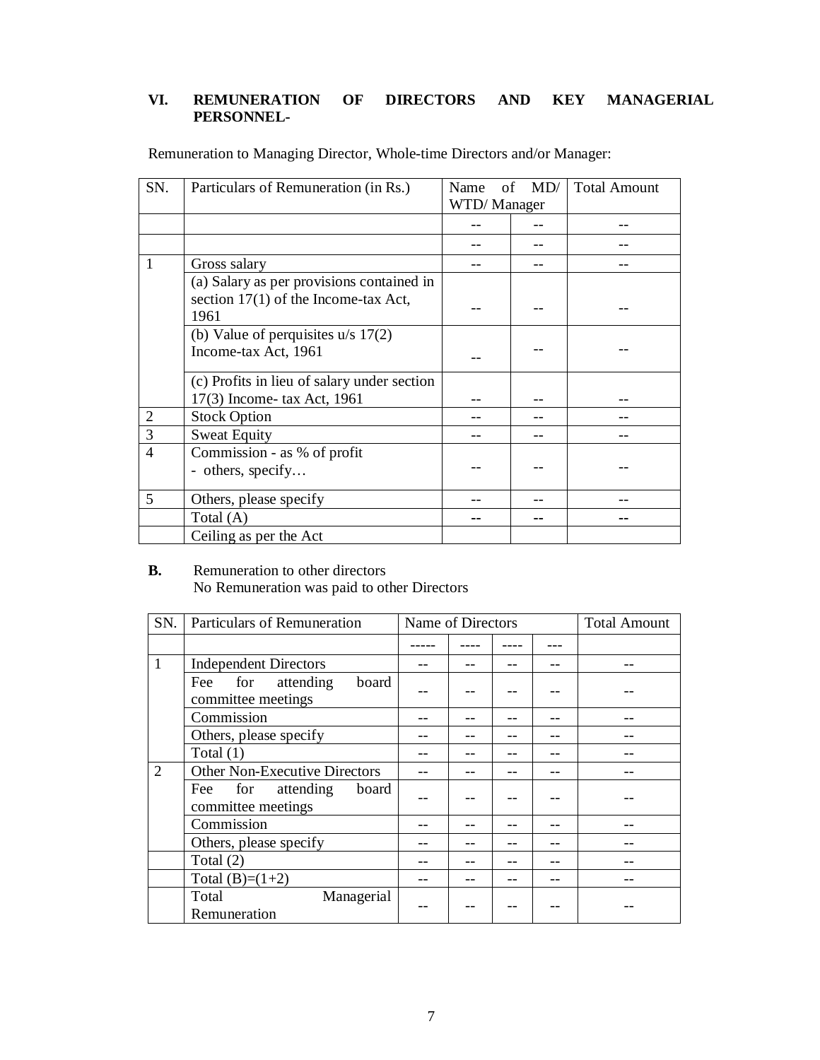### VI. REMUNERATION OF DIRECTORS AND KEY MANAGERIAL PERSONNEL-

Remuneration to Managing Director, Whole-time Directors and/or Manager:

| SN. | Particulars of Remuneration (in Rs.) | Name of MD/ WTD/ Manager | | Total Amount |
|---|---|---|---|---|
| | | -- | -- | -- |
| | | -- | -- | -- |
| 1 | Gross salary | -- | -- | -- |
| | (a) Salary as per provisions contained in section 17(1) of the Income-tax Act, 1961 | -- | -- | -- |
| | (b) Value of perquisites u/s 17(2) Income-tax Act, 1961 | -- | -- | -- |
| | (c) Profits in lieu of salary under section 17(3) Income- tax Act, 1961 | -- | -- | -- |
| 2 | Stock Option | -- | -- | -- |
| 3 | Sweat Equity | -- | -- | -- |
| 4 | Commission - as % of profit<br>- others, specify… | -- | -- | -- |
| 5 | Others, please specify | -- | -- | -- |
| | Total (A) | -- | -- | -- |
| | Ceiling as per the Act | | | |

**B.** Remuneration to other directors
No Remuneration was paid to other Directors

| SN. | Particulars of Remuneration | Name of Directors | | | | Total Amount |
|---|---|---|---|---|---|---|
| | | ----- | ---- | ---- | --- | |
| 1 | Independent Directors | -- | -- | -- | -- | -- |
| | Fee for attending board committee meetings | -- | -- | -- | -- | -- |
| | Commission | -- | -- | -- | -- | -- |
| | Others, please specify | -- | -- | -- | -- | -- |
| | Total (1) | -- | -- | -- | -- | -- |
| 2 | Other Non-Executive Directors | -- | -- | -- | -- | -- |
| | Fee for attending board committee meetings | -- | -- | -- | -- | -- |
| | Commission | -- | -- | -- | -- | -- |
| | Others, please specify | -- | -- | -- | -- | -- |
| | Total (2) | -- | -- | -- | -- | -- |
| | Total (B)=(1+2) | -- | -- | -- | -- | -- |
| | Total Managerial Remuneration | -- | -- | -- | -- | -- |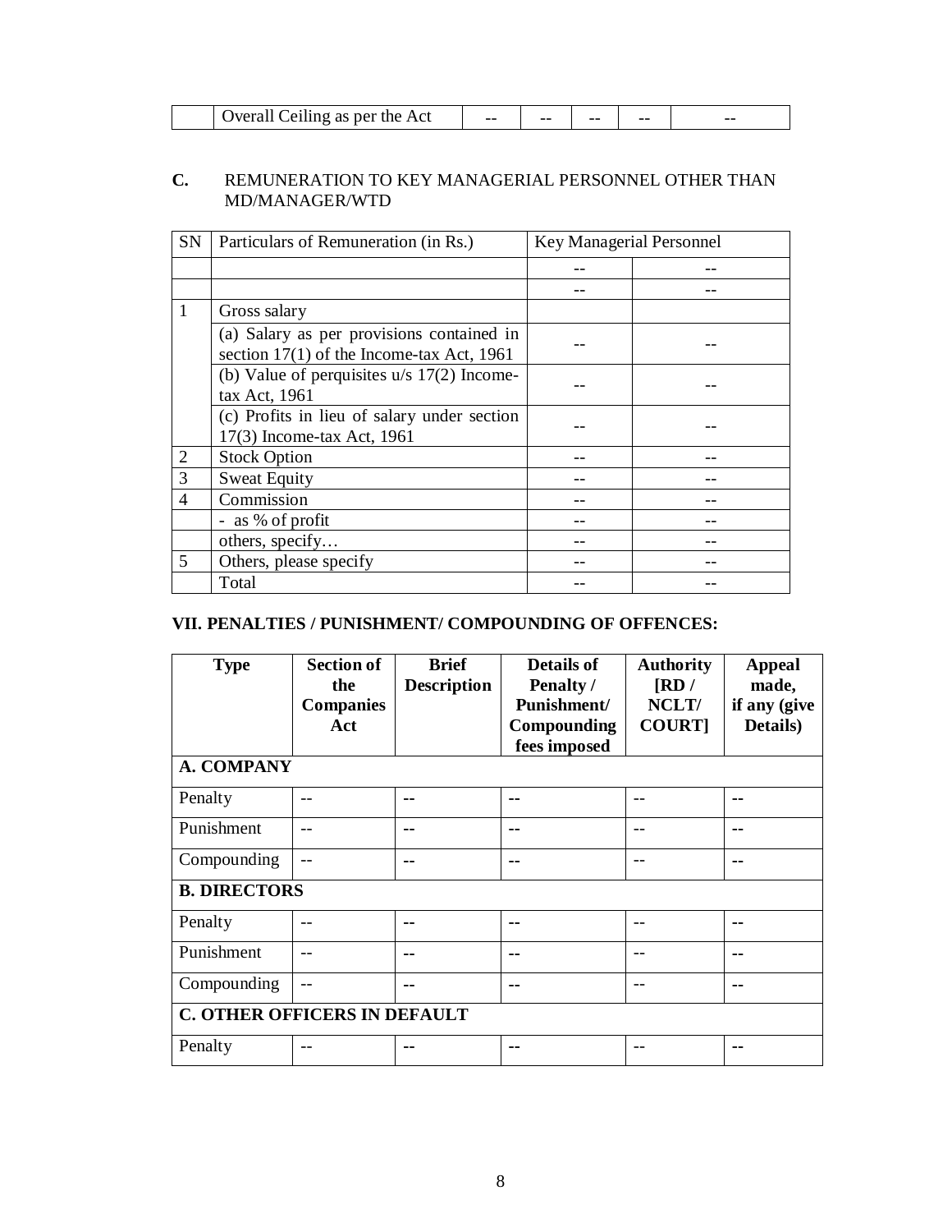|  | Overall Ceiling as per the Act | -- | -- | -- | -- | -- |
|---|---|---|---|---|---|---|

**C.** REMUNERATION TO KEY MANAGERIAL PERSONNEL OTHER THAN MD/MANAGER/WTD

| SN | Particulars of Remuneration (in Rs.) | Key Managerial Personnel | |
|---|---|---|---|
|  |  | -- | -- |
|  |  | -- | -- |
| 1 | Gross salary |  |  |
|  | (a) Salary as per provisions contained in section 17(1) of the Income-tax Act, 1961 | -- | -- |
|  | (b) Value of perquisites u/s 17(2) Income-tax Act, 1961 | -- | -- |
|  | (c) Profits in lieu of salary under section 17(3) Income-tax Act, 1961 | -- | -- |
| 2 | Stock Option | -- | -- |
| 3 | Sweat Equity | -- | -- |
| 4 | Commission | -- | -- |
|  | - as % of profit | -- | -- |
|  | others, specify… | -- | -- |
| 5 | Others, please specify | -- | -- |
|  | Total | -- | -- |

## VII. PENALTIES / PUNISHMENT/ COMPOUNDING OF OFFENCES:

| Type | Section of the Companies Act | Brief Description | Details of Penalty / Punishment/ Compounding fees imposed | Authority [RD / NCLT/ COURT] | Appeal made, if any (give Details) |
|---|---|---|---|---|---|
| **A. COMPANY** | | | | | |
| Penalty | -- | -- | -- | -- | -- |
| Punishment | -- | -- | -- | -- | -- |
| Compounding | -- | -- | -- | -- | -- |
| **B. DIRECTORS** | | | | | |
| Penalty | -- | -- | -- | -- | -- |
| Punishment | -- | -- | -- | -- | -- |
| Compounding | -- | -- | -- | -- | -- |
| **C. OTHER OFFICERS IN DEFAULT** | | | | | |
| Penalty | -- | -- | -- | -- | -- |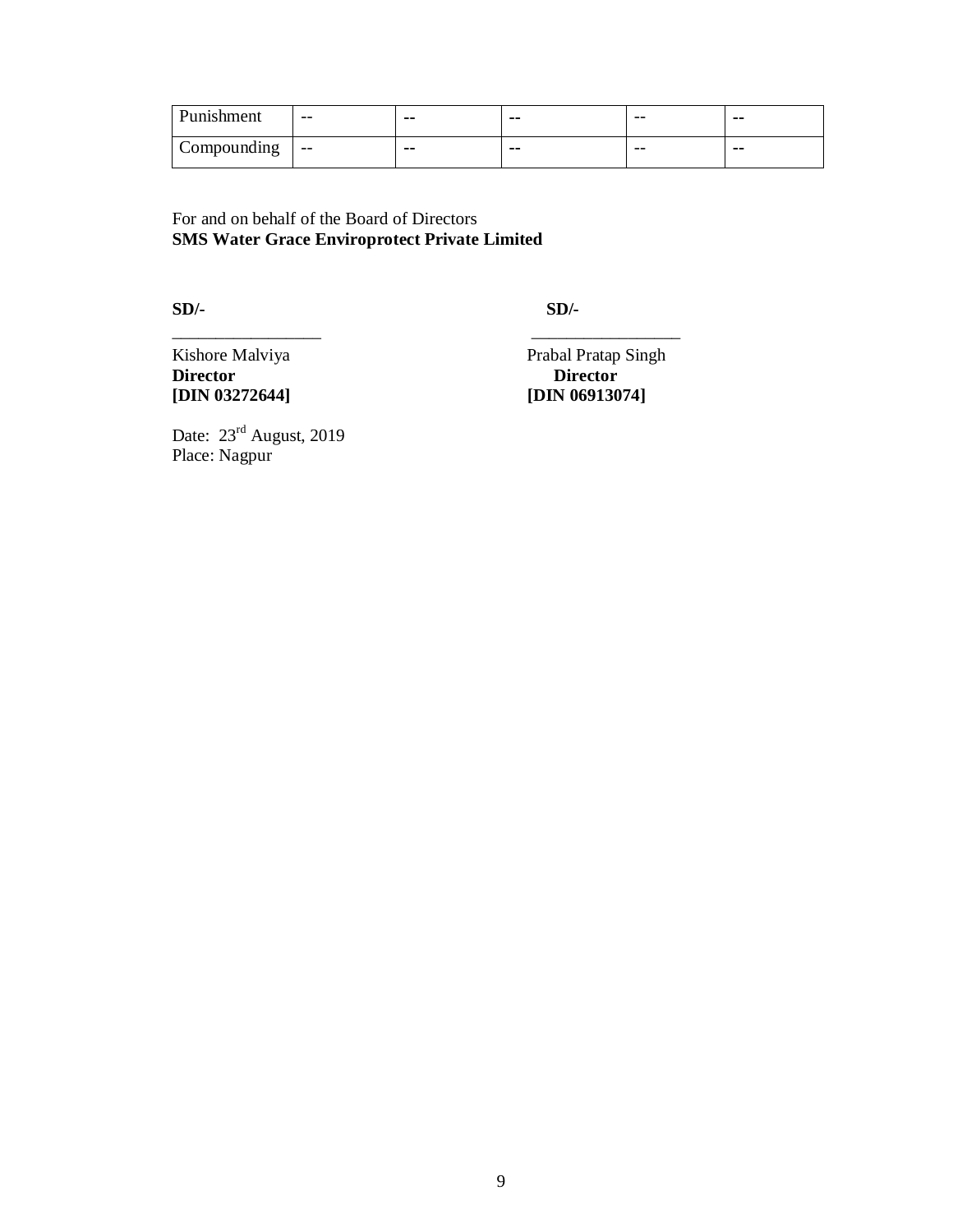| | | | | | |
|---|---|---|---|---|---|
| Punishment | -- | -- | -- | -- | -- |
| Compounding | -- | -- | -- | -- | -- |

For and on behalf of the Board of Directors
**SMS Water Grace Enviroprotect Private Limited**

**SD/-**
_________________
Kishore Malviya
**Director**
**[DIN 03272644]**

**SD/-**
_________________
Prabal Pratap Singh
**Director**
**[DIN 06913074]**

Date: 23rd August, 2019
Place: Nagpur